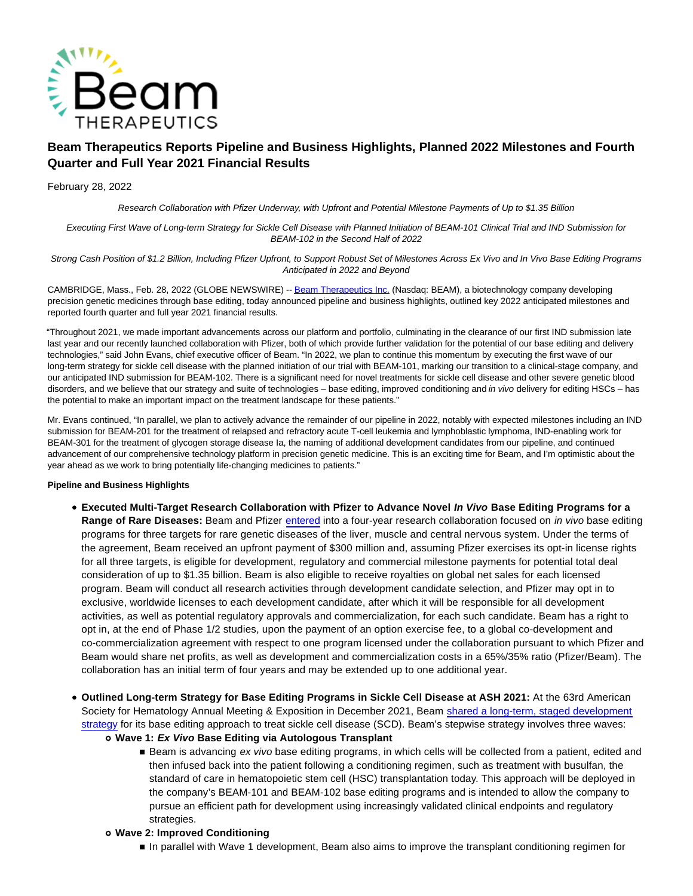# Beam Therapeutics Reports Pipeline and Business Highlights, Planned 2022 Milestones and Fourth Quarter and Full Year 2021 Financial Results

February 28, 2022

*Research Collaboration with Pfizer Underway, with Upfront and Potential Milestone Payments of Up to $1.35 Billion*

*Executing First Wave of Long-term Strategy for Sickle Cell Disease with Planned Initiation of BEAM-101 Clinical Trial and IND Submission for BEAM-102 in the Second Half of 2022*

*Strong Cash Position of $1.2 Billion, Including Pfizer Upfront, to Support Robust Set of Milestones Across Ex Vivo and In Vivo Base Editing Programs Anticipated in 2022 and Beyond*

CAMBRIDGE, Mass., Feb. 28, 2022 (GLOBE NEWSWIRE) -- Beam Therapeutics Inc. (Nasdaq: BEAM), a biotechnology company developing precision genetic medicines through base editing, today announced pipeline and business highlights, outlined key 2022 anticipated milestones and reported fourth quarter and full year 2021 financial results.

"Throughout 2021, we made important advancements across our platform and portfolio, culminating in the clearance of our first IND submission late last year and our recently launched collaboration with Pfizer, both of which provide further validation for the potential of our base editing and delivery technologies," said John Evans, chief executive officer of Beam. "In 2022, we plan to continue this momentum by executing the first wave of our long-term strategy for sickle cell disease with the planned initiation of our trial with BEAM-101, marking our transition to a clinical-stage company, and our anticipated IND submission for BEAM-102. There is a significant need for novel treatments for sickle cell disease and other severe genetic blood disorders, and we believe that our strategy and suite of technologies – base editing, improved conditioning and *in vivo* delivery for editing HSCs – has the potential to make an important impact on the treatment landscape for these patients."

Mr. Evans continued, "In parallel, we plan to actively advance the remainder of our pipeline in 2022, notably with expected milestones including an IND submission for BEAM-201 for the treatment of relapsed and refractory acute T-cell leukemia and lymphoblastic lymphoma, IND-enabling work for BEAM-301 for the treatment of glycogen storage disease Ia, the naming of additional development candidates from our pipeline, and continued advancement of our comprehensive technology platform in precision genetic medicine. This is an exciting time for Beam, and I'm optimistic about the year ahead as we work to bring potentially life-changing medicines to patients."

**Pipeline and Business Highlights**

- **Executed Multi-Target Research Collaboration with Pfizer to Advance Novel *In Vivo* Base Editing Programs for a Range of Rare Diseases:** Beam and Pfizer entered into a four-year research collaboration focused on *in vivo* base editing programs for three targets for rare genetic diseases of the liver, muscle and central nervous system. Under the terms of the agreement, Beam received an upfront payment of $300 million and, assuming Pfizer exercises its opt-in license rights for all three targets, is eligible for development, regulatory and commercial milestone payments for potential total deal consideration of up to $1.35 billion. Beam is also eligible to receive royalties on global net sales for each licensed program. Beam will conduct all research activities through development candidate selection, and Pfizer may opt in to exclusive, worldwide licenses to each development candidate, after which it will be responsible for all development activities, as well as potential regulatory approvals and commercialization, for each such candidate. Beam has a right to opt in, at the end of Phase 1/2 studies, upon the payment of an option exercise fee, to a global co-development and co-commercialization agreement with respect to one program licensed under the collaboration pursuant to which Pfizer and Beam would share net profits, as well as development and commercialization costs in a 65%/35% ratio (Pfizer/Beam). The collaboration has an initial term of four years and may be extended up to one additional year.

- **Outlined Long-term Strategy for Base Editing Programs in Sickle Cell Disease at ASH 2021:** At the 63rd American Society for Hematology Annual Meeting & Exposition in December 2021, Beam shared a long-term, staged development strategy for its base editing approach to treat sickle cell disease (SCD). Beam's stepwise strategy involves three waves:
  - **Wave 1: *Ex Vivo* Base Editing via Autologous Transplant**
    - Beam is advancing *ex vivo* base editing programs, in which cells will be collected from a patient, edited and then infused back into the patient following a conditioning regimen, such as treatment with busulfan, the standard of care in hematopoietic stem cell (HSC) transplantation today. This approach will be deployed in the company's BEAM-101 and BEAM-102 base editing programs and is intended to allow the company to pursue an efficient path for development using increasingly validated clinical endpoints and regulatory strategies.
  - **Wave 2: Improved Conditioning**
    - In parallel with Wave 1 development, Beam also aims to improve the transplant conditioning regimen for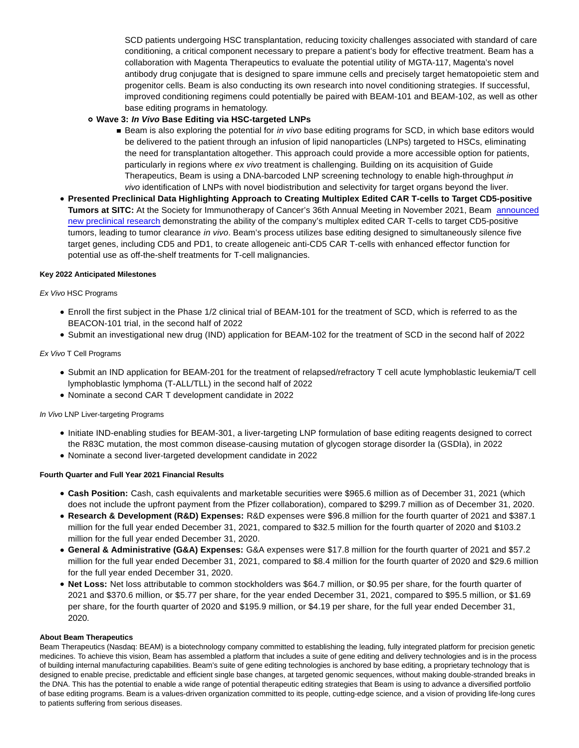SCD patients undergoing HSC transplantation, reducing toxicity challenges associated with standard of care conditioning, a critical component necessary to prepare a patient's body for effective treatment. Beam has a collaboration with Magenta Therapeutics to evaluate the potential utility of MGTA-117, Magenta's novel antibody drug conjugate that is designed to spare immune cells and precisely target hematopoietic stem and progenitor cells. Beam is also conducting its own research into novel conditioning strategies. If successful, improved conditioning regimens could potentially be paired with BEAM-101 and BEAM-102, as well as other base editing programs in hematology.

  - **Wave 3: *In Vivo* Base Editing via HSC-targeted LNPs**
    - Beam is also exploring the potential for *in vivo* base editing programs for SCD, in which base editors would be delivered to the patient through an infusion of lipid nanoparticles (LNPs) targeted to HSCs, eliminating the need for transplantation altogether. This approach could provide a more accessible option for patients, particularly in regions where *ex vivo* treatment is challenging. Building on its acquisition of Guide Therapeutics, Beam is using a DNA-barcoded LNP screening technology to enable high-throughput *in vivo* identification of LNPs with novel biodistribution and selectivity for target organs beyond the liver.

- **Presented Preclinical Data Highlighting Approach to Creating Multiplex Edited CAR T-cells to Target CD5-positive Tumors at SITC:** At the Society for Immunotherapy of Cancer's 36th Annual Meeting in November 2021, Beam announced new preclinical research demonstrating the ability of the company's multiplex edited CAR T-cells to target CD5-positive tumors, leading to tumor clearance *in vivo*. Beam's process utilizes base editing designed to simultaneously silence five target genes, including CD5 and PD1, to create allogeneic anti-CD5 CAR T-cells with enhanced effector function for potential use as off-the-shelf treatments for T-cell malignancies.

**Key 2022 Anticipated Milestones**

*Ex Vivo* HSC Programs

- Enroll the first subject in the Phase 1/2 clinical trial of BEAM-101 for the treatment of SCD, which is referred to as the BEACON-101 trial, in the second half of 2022
- Submit an investigational new drug (IND) application for BEAM-102 for the treatment of SCD in the second half of 2022

*Ex Vivo* T Cell Programs

- Submit an IND application for BEAM-201 for the treatment of relapsed/refractory T cell acute lymphoblastic leukemia/T cell lymphoblastic lymphoma (T-ALL/TLL) in the second half of 2022
- Nominate a second CAR T development candidate in 2022

*In Vivo* LNP Liver-targeting Programs

- Initiate IND-enabling studies for BEAM-301, a liver-targeting LNP formulation of base editing reagents designed to correct the R83C mutation, the most common disease-causing mutation of glycogen storage disorder Ia (GSDIa), in 2022
- Nominate a second liver-targeted development candidate in 2022

**Fourth Quarter and Full Year 2021 Financial Results**

- **Cash Position:** Cash, cash equivalents and marketable securities were $965.6 million as of December 31, 2021 (which does not include the upfront payment from the Pfizer collaboration), compared to $299.7 million as of December 31, 2020.
- **Research & Development (R&D) Expenses:** R&D expenses were $96.8 million for the fourth quarter of 2021 and $387.1 million for the full year ended December 31, 2021, compared to $32.5 million for the fourth quarter of 2020 and $103.2 million for the full year ended December 31, 2020.
- **General & Administrative (G&A) Expenses:** G&A expenses were $17.8 million for the fourth quarter of 2021 and $57.2 million for the full year ended December 31, 2021, compared to $8.4 million for the fourth quarter of 2020 and $29.6 million for the full year ended December 31, 2020.
- **Net Loss:** Net loss attributable to common stockholders was $64.7 million, or $0.95 per share, for the fourth quarter of 2021 and $370.6 million, or $5.77 per share, for the year ended December 31, 2021, compared to $95.5 million, or $1.69 per share, for the fourth quarter of 2020 and $195.9 million, or $4.19 per share, for the full year ended December 31, 2020.

**About Beam Therapeutics**

Beam Therapeutics (Nasdaq: BEAM) is a biotechnology company committed to establishing the leading, fully integrated platform for precision genetic medicines. To achieve this vision, Beam has assembled a platform that includes a suite of gene editing and delivery technologies and is in the process of building internal manufacturing capabilities. Beam's suite of gene editing technologies is anchored by base editing, a proprietary technology that is designed to enable precise, predictable and efficient single base changes, at targeted genomic sequences, without making double-stranded breaks in the DNA. This has the potential to enable a wide range of potential therapeutic editing strategies that Beam is using to advance a diversified portfolio of base editing programs. Beam is a values-driven organization committed to its people, cutting-edge science, and a vision of providing life-long cures to patients suffering from serious diseases.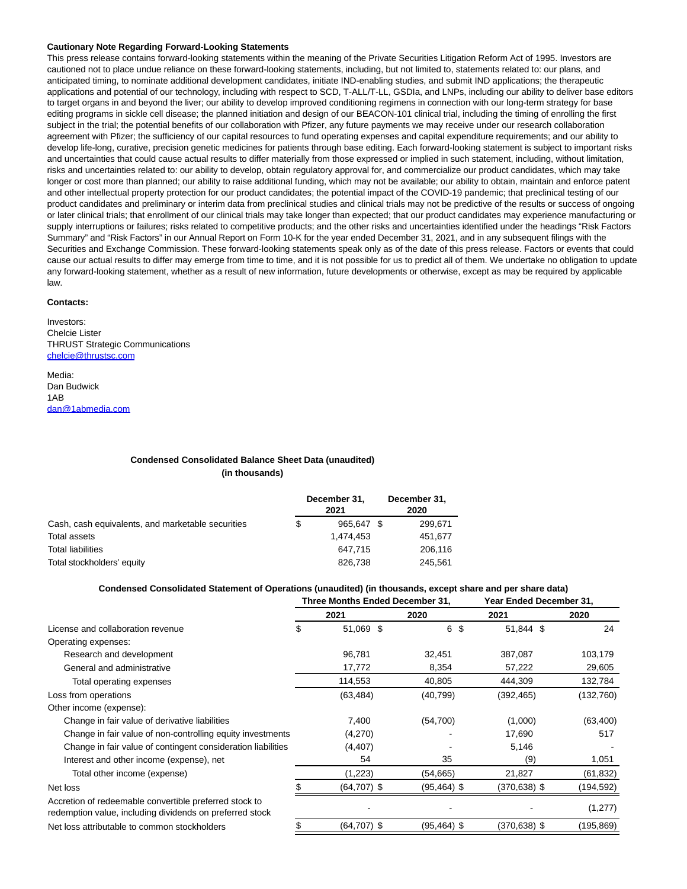**Cautionary Note Regarding Forward-Looking Statements**

This press release contains forward-looking statements within the meaning of the Private Securities Litigation Reform Act of 1995. Investors are cautioned not to place undue reliance on these forward-looking statements, including, but not limited to, statements related to: our plans, and anticipated timing, to nominate additional development candidates, initiate IND-enabling studies, and submit IND applications; the therapeutic applications and potential of our technology, including with respect to SCD, T-ALL/T-LL, GSDIa, and LNPs, including our ability to deliver base editors to target organs in and beyond the liver; our ability to develop improved conditioning regimens in connection with our long-term strategy for base editing programs in sickle cell disease; the planned initiation and design of our BEACON-101 clinical trial, including the timing of enrolling the first subject in the trial; the potential benefits of our collaboration with Pfizer, any future payments we may receive under our research collaboration agreement with Pfizer; the sufficiency of our capital resources to fund operating expenses and capital expenditure requirements; and our ability to develop life-long, curative, precision genetic medicines for patients through base editing. Each forward-looking statement is subject to important risks and uncertainties that could cause actual results to differ materially from those expressed or implied in such statement, including, without limitation, risks and uncertainties related to: our ability to develop, obtain regulatory approval for, and commercialize our product candidates, which may take longer or cost more than planned; our ability to raise additional funding, which may not be available; our ability to obtain, maintain and enforce patent and other intellectual property protection for our product candidates; the potential impact of the COVID-19 pandemic; that preclinical testing of our product candidates and preliminary or interim data from preclinical studies and clinical trials may not be predictive of the results or success of ongoing or later clinical trials; that enrollment of our clinical trials may take longer than expected; that our product candidates may experience manufacturing or supply interruptions or failures; risks related to competitive products; and the other risks and uncertainties identified under the headings "Risk Factors Summary" and "Risk Factors" in our Annual Report on Form 10-K for the year ended December 31, 2021, and in any subsequent filings with the Securities and Exchange Commission. These forward-looking statements speak only as of the date of this press release. Factors or events that could cause our actual results to differ may emerge from time to time, and it is not possible for us to predict all of them. We undertake no obligation to update any forward-looking statement, whether as a result of new information, future developments or otherwise, except as may be required by applicable law.

**Contacts:**

Investors:
Chelcie Lister
THRUST Strategic Communications
chelcie@thrustsc.com

Media:
Dan Budwick
1AB
dan@1abmedia.com

**Condensed Consolidated Balance Sheet Data (unaudited)**
**(in thousands)**

| | December 31, 2021 | December 31, 2020 |
|---|---|---|
| Cash, cash equivalents, and marketable securities | $ 965,647 | $ 299,671 |
| Total assets | 1,474,453 | 451,677 |
| Total liabilities | 647,715 | 206,116 |
| Total stockholders' equity | 826,738 | 245,561 |

**Condensed Consolidated Statement of Operations (unaudited) (in thousands, except share and per share data)**

| | Three Months Ended December 31, | | Year Ended December 31, | |
|---|---|---|---|---|
| | 2021 | 2020 | 2021 | 2020 |
| License and collaboration revenue | $ 51,069 | $ 6 | $ 51,844 | $ 24 |
| Operating expenses: | | | | |
| Research and development | 96,781 | 32,451 | 387,087 | 103,179 |
| General and administrative | 17,772 | 8,354 | 57,222 | 29,605 |
| Total operating expenses | 114,553 | 40,805 | 444,309 | 132,784 |
| Loss from operations | (63,484) | (40,799) | (392,465) | (132,760) |
| Other income (expense): | | | | |
| Change in fair value of derivative liabilities | 7,400 | (54,700) | (1,000) | (63,400) |
| Change in fair value of non-controlling equity investments | (4,270) | - | 17,690 | 517 |
| Change in fair value of contingent consideration liabilities | (4,407) | - | 5,146 | - |
| Interest and other income (expense), net | 54 | 35 | (9) | 1,051 |
| Total other income (expense) | (1,223) | (54,665) | 21,827 | (61,832) |
| Net loss | $ (64,707) | $ (95,464) | $ (370,638) | $ (194,592) |
| Accretion of redeemable convertible preferred stock to redemption value, including dividends on preferred stock | - | - | - | (1,277) |
| Net loss attributable to common stockholders | $ (64,707) | $ (95,464) | $ (370,638) | $ (195,869) |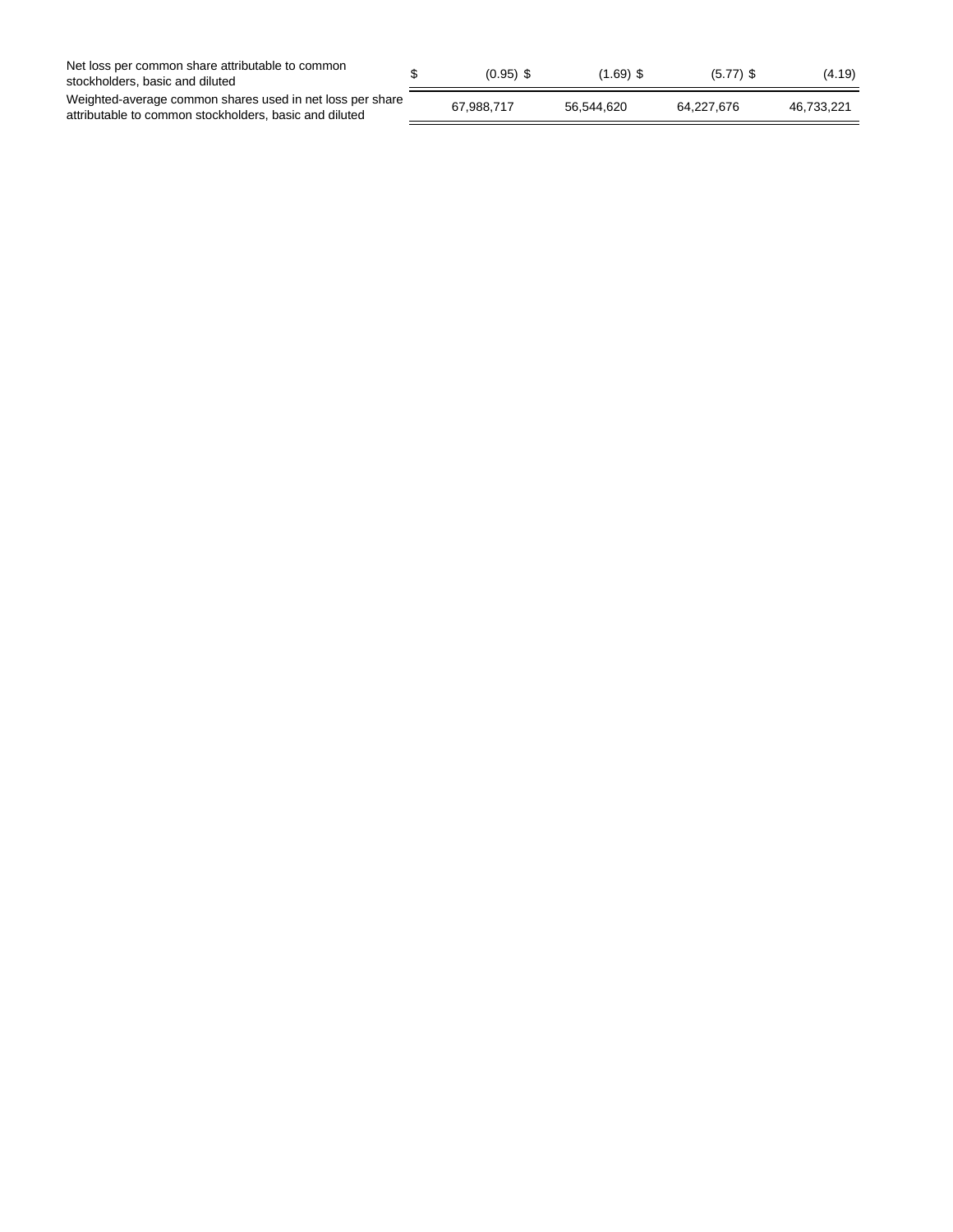| | | | | |
|---|---|---|---|---|
| Net loss per common share attributable to common stockholders, basic and diluted | $ (0.95) | $ (1.69) | $ (5.77) | $ (4.19) |
| Weighted-average common shares used in net loss per share attributable to common stockholders, basic and diluted | 67,988,717 | 56,544,620 | 64,227,676 | 46,733,221 |